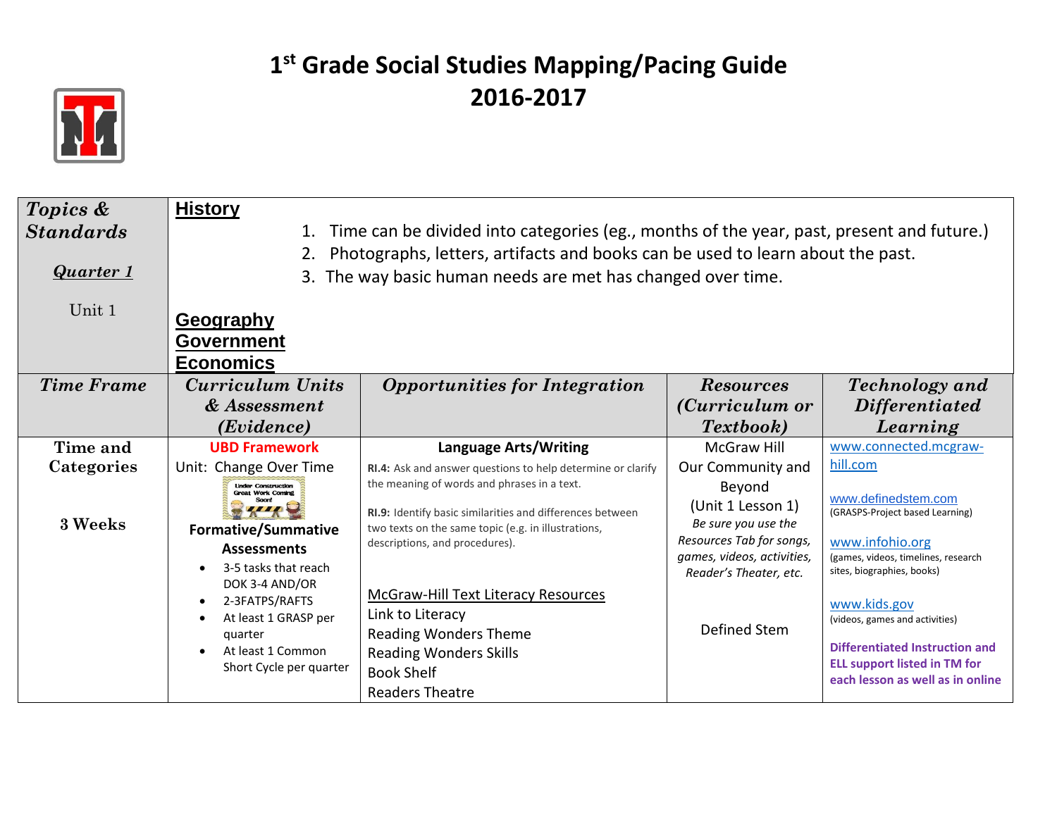# 1st Grade Social Studies Mapping/Pacing Guide
# 2016-2017

| ***Topics & Standards*** <br><br> ***Quarter 1*** <br><br> Unit 1 | **History** <br> 1. Time can be divided into categories (eg., months of the year, past, present and future.) <br> 2. Photographs, letters, artifacts and books can be used to learn about the past. <br> 3. The way basic human needs are met has changed over time. <br><br> **Geography** <br> **Government** <br> **Economics** | | | |
|---|---|---|---|---|
| ***Time Frame*** | ***Curriculum Units & Assessment (Evidence)*** | ***Opportunities for Integration*** | ***Resources (Curriculum or Textbook)*** | ***Technology and Differentiated Learning*** |
| **Time and Categories** <br><br> **3 Weeks** | **UBD Framework** <br> Unit: Change Over Time <br> Under Construction Great Work Coming Soon! <br> **Formative/Summative Assessments** <br> • 3-5 tasks that reach DOK 3-4 AND/OR <br> • 2-3FATPS/RAFTS <br> • At least 1 GRASP per quarter <br> • At least 1 Common Short Cycle per quarter | **Language Arts/Writing** <br> **RI.4:** Ask and answer questions to help determine or clarify the meaning of words and phrases in a text. <br><br> **RI.9:** Identify basic similarities and differences between two texts on the same topic (e.g. in illustrations, descriptions, and procedures). <br><br> McGraw-Hill Text Literacy Resources <br> Link to Literacy <br> Reading Wonders Theme <br> Reading Wonders Skills <br> Book Shelf <br> Readers Theatre | McGraw Hill Our Community and Beyond (Unit 1 Lesson 1) <br> *Be sure you use the Resources Tab for songs, games, videos, activities, Reader's Theater, etc.* <br><br> Defined Stem | www.connected.mcgraw-hill.com <br><br> www.definedstem.com (GRASPS-Project based Learning) <br><br> www.infohio.org (games, videos, timelines, research sites, biographies, books) <br><br> www.kids.gov (videos, games and activities) <br><br> **Differentiated Instruction and ELL support listed in TM for each lesson as well as in online** |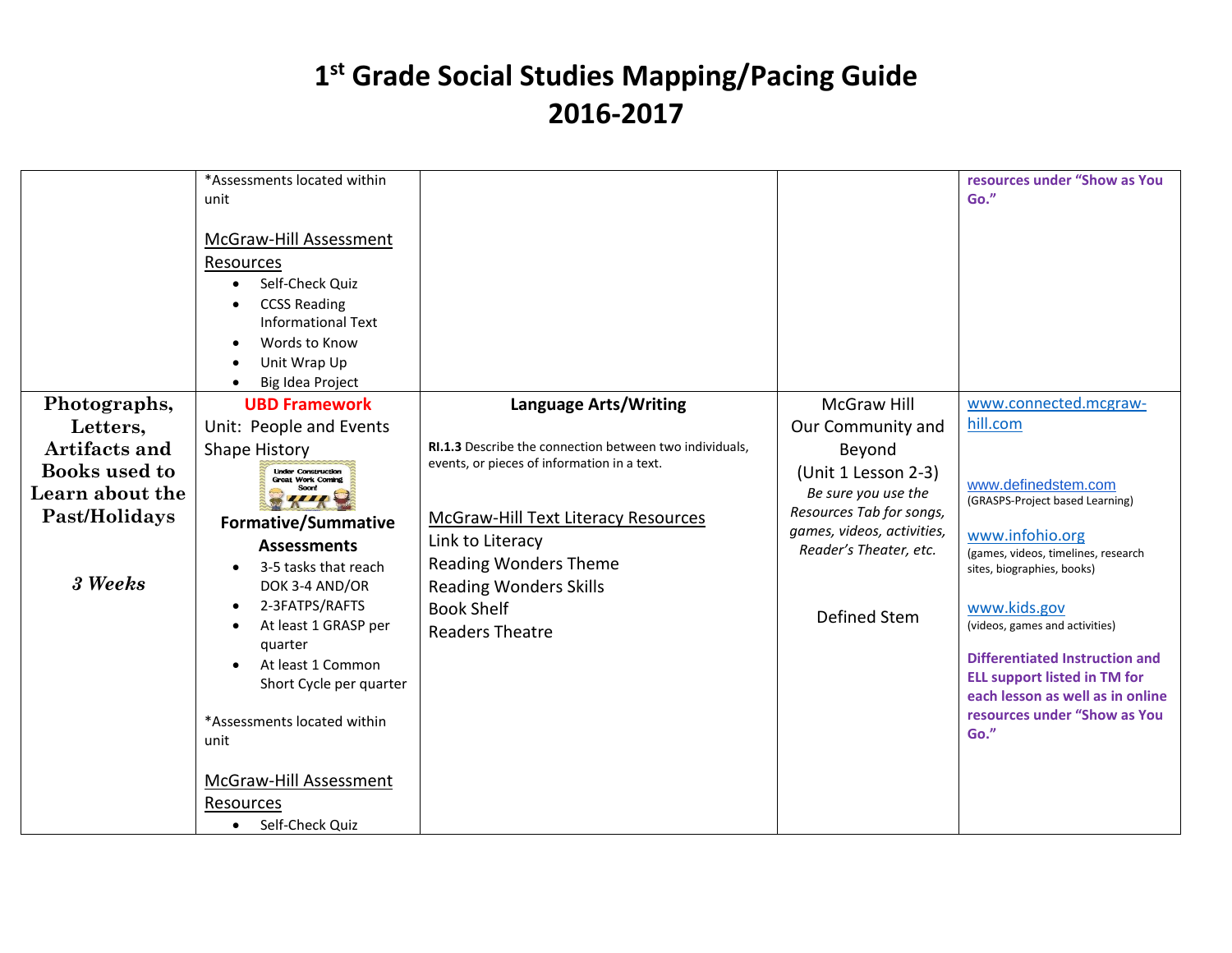# 1st Grade Social Studies Mapping/Pacing Guide 2016-2017

| | | | | |
|---|---|---|---|---|
| | *Assessments located within unit<br><br>McGraw-Hill Assessment Resources<br>• Self-Check Quiz<br>• CCSS Reading Informational Text<br>• Words to Know<br>• Unit Wrap Up<br>• Big Idea Project | | | **resources under "Show as You Go."** |
| **Photographs, Letters, Artifacts and Books used to Learn about the Past/Holidays**<br><br>***3 Weeks*** | **UBD Framework**<br>Unit: People and Events Shape History<br>Under Construction Great Work Coming Soon!<br>**Formative/Summative Assessments**<br>• 3-5 tasks that reach DOK 3-4 AND/OR<br>• 2-3FATPS/RAFTS<br>• At least 1 GRASP per quarter<br>• At least 1 Common Short Cycle per quarter<br><br>*Assessments located within unit<br><br>McGraw-Hill Assessment Resources<br>• Self-Check Quiz | **Language Arts/Writing**<br><br>**RI.1.3** Describe the connection between two individuals, events, or pieces of information in a text.<br><br>McGraw-Hill Text Literacy Resources<br>Link to Literacy<br>Reading Wonders Theme<br>Reading Wonders Skills<br>Book Shelf<br>Readers Theatre | McGraw Hill Our Community and Beyond<br>(Unit 1 Lesson 2-3)<br>*Be sure you use the Resources Tab for songs, games, videos, activities, Reader's Theater, etc.*<br><br>Defined Stem | www.connected.mcgraw-hill.com<br><br>www.definedstem.com<br>(GRASPS-Project based Learning)<br><br>www.infohio.org<br>(games, videos, timelines, research sites, biographies, books)<br><br>www.kids.gov<br>(videos, games and activities)<br><br>**Differentiated Instruction and ELL support listed in TM for each lesson as well as in online resources under "Show as You Go."** |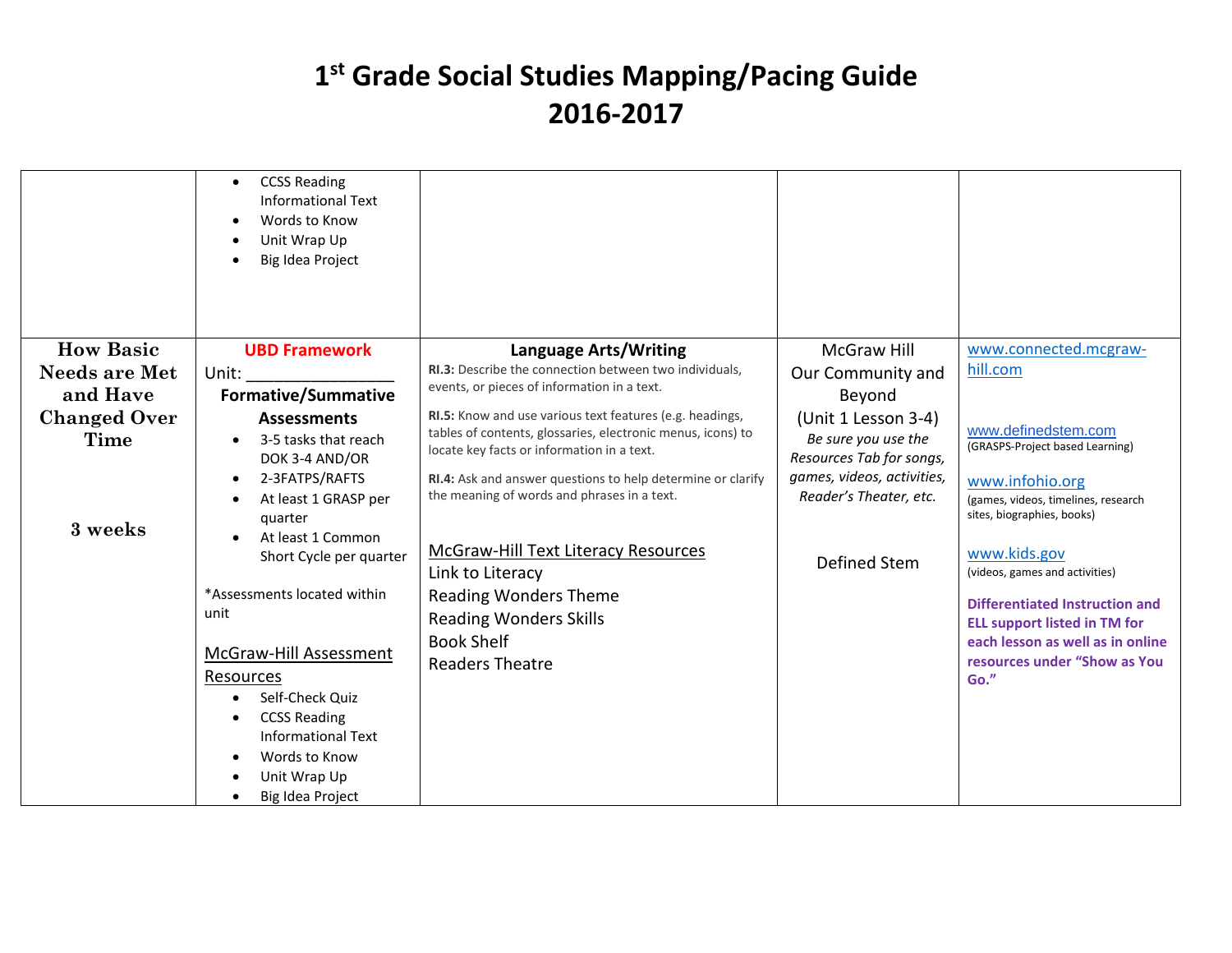# 1st Grade Social Studies Mapping/Pacing Guide
# 2016-2017

| | | | | |
|---|---|---|---|---|
| | • CCSS Reading Informational Text<br>• Words to Know<br>• Unit Wrap Up<br>• Big Idea Project | | | |
| **How Basic Needs are Met and Have Changed Over Time**<br><br>**3 weeks** | **UBD Framework**<br>Unit: _______________<br>**Formative/Summative Assessments**<br>• 3-5 tasks that reach DOK 3-4 AND/OR<br>• 2-3FATPS/RAFTS<br>• At least 1 GRASP per quarter<br>• At least 1 Common Short Cycle per quarter<br><br>*Assessments located within unit<br><br>McGraw-Hill Assessment Resources<br>• Self-Check Quiz<br>• CCSS Reading Informational Text<br>• Words to Know<br>• Unit Wrap Up<br>• Big Idea Project | **Language Arts/Writing**<br>**RI.3:** Describe the connection between two individuals, events, or pieces of information in a text.<br>**RI.5:** Know and use various text features (e.g. headings, tables of contents, glossaries, electronic menus, icons) to locate key facts or information in a text.<br>**RI.4:** Ask and answer questions to help determine or clarify the meaning of words and phrases in a text.<br><br>McGraw-Hill Text Literacy Resources<br>Link to Literacy<br>Reading Wonders Theme<br>Reading Wonders Skills<br>Book Shelf<br>Readers Theatre | McGraw Hill Our Community and Beyond<br>(Unit 1 Lesson 3-4)<br>*Be sure you use the Resources Tab for songs, games, videos, activities, Reader's Theater, etc.*<br><br>Defined Stem | www.connected.mcgraw-hill.com<br><br>www.definedstem.com<br>(GRASPS-Project based Learning)<br><br>www.infohio.org<br>(games, videos, timelines, research sites, biographies, books)<br><br>www.kids.gov<br>(videos, games and activities)<br><br>**Differentiated Instruction and ELL support listed in TM for each lesson as well as in online resources under "Show as You Go."** |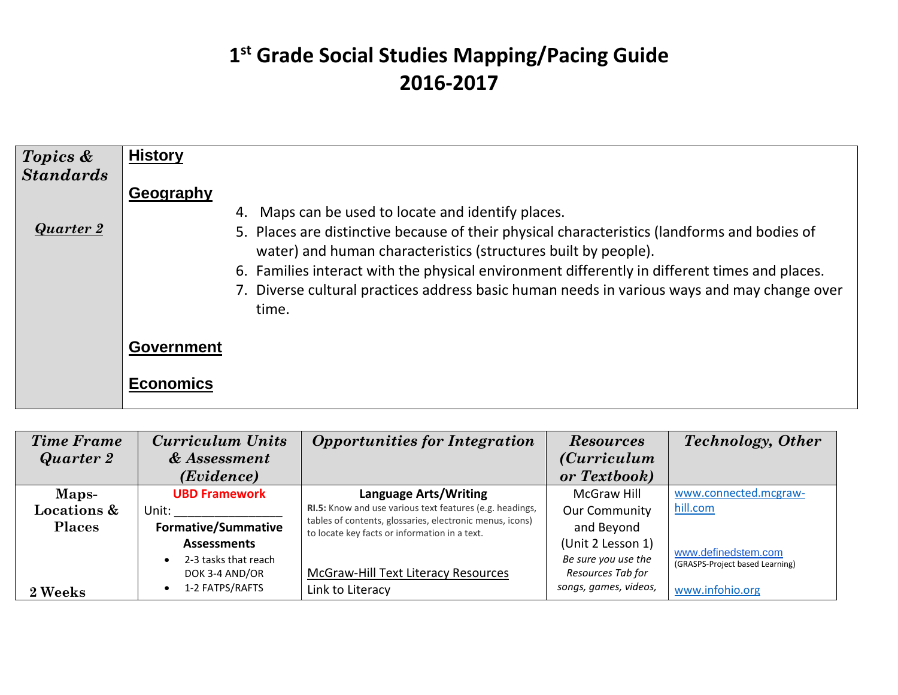# 1st Grade Social Studies Mapping/Pacing Guide
# 2016-2017

| *Topics & Standards* <br><br> ***Quarter 2*** | **History** <br><br> **Geography** <br> 4. Maps can be used to locate and identify places. <br> 5. Places are distinctive because of their physical characteristics (landforms and bodies of water) and human characteristics (structures built by people). <br> 6. Families interact with the physical environment differently in different times and places. <br> 7. Diverse cultural practices address basic human needs in various ways and may change over time. <br><br> **Government** <br><br> **Economics** |
|---|---|

| *Time Frame Quarter 2* | *Curriculum Units & Assessment (Evidence)* | *Opportunities for Integration* | *Resources (Curriculum or Textbook)* | *Technology, Other* |
|---|---|---|---|---|
| **Maps-Locations & Places** <br><br> **2 Weeks** | **UBD Framework** <br> Unit: _______________ <br> **Formative/Summative Assessments** <br> • 2-3 tasks that reach DOK 3-4 AND/OR <br> • 1-2 FATPS/RAFTS | **Language Arts/Writing** <br> **RI.5:** Know and use various text features (e.g. headings, tables of contents, glossaries, electronic menus, icons) to locate key facts or information in a text. <br><br> McGraw-Hill Text Literacy Resources <br> Link to Literacy | McGraw Hill Our Community and Beyond (Unit 2 Lesson 1) <br> *Be sure you use the Resources Tab for songs, games, videos,* | www.connected.mcgraw-hill.com <br><br> www.definedstem.com <br> (GRASPS-Project based Learning) <br><br> www.infohio.org |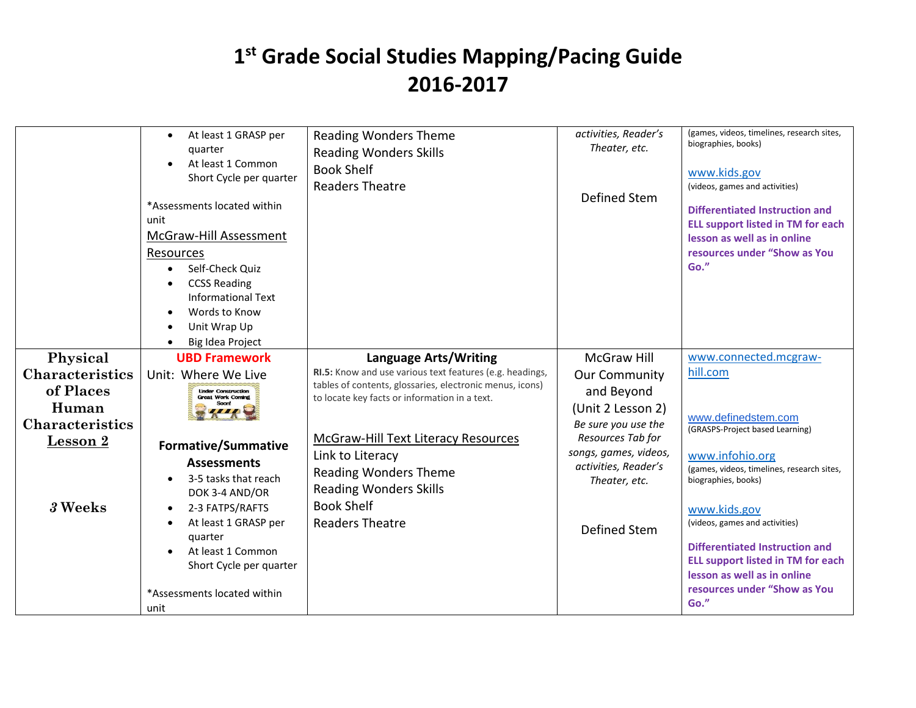# 1st Grade Social Studies Mapping/Pacing Guide
# 2016-2017

| | | | | |
|---|---|---|---|---|
| | • At least 1 GRASP per quarter<br>• At least 1 Common Short Cycle per quarter<br><br>*Assessments located within unit<br>McGraw-Hill Assessment Resources<br>• Self-Check Quiz<br>• CCSS Reading Informational Text<br>• Words to Know<br>• Unit Wrap Up<br>• Big Idea Project | Reading Wonders Theme<br>Reading Wonders Skills<br>Book Shelf<br>Readers Theatre | *activities, Reader's Theater, etc.*<br><br>Defined Stem | (games, videos, timelines, research sites, biographies, books)<br><br>www.kids.gov<br>(videos, games and activities)<br><br>**Differentiated Instruction and ELL support listed in TM for each lesson as well as in online resources under "Show as You Go."** |
| **Physical Characteristics of Places Human Characteristics**<br>**Lesson 2**<br><br>***3* Weeks** | **UBD Framework**<br>Unit: Where We Live<br>Under Construction Great Work Coming Soon!<br><br>**Formative/Summative Assessments**<br>• 3-5 tasks that reach DOK 3-4 AND/OR<br>• 2-3 FATPS/RAFTS<br>• At least 1 GRASP per quarter<br>• At least 1 Common Short Cycle per quarter<br><br>*Assessments located within unit | **Language Arts/Writing**<br>**RI.5:** Know and use various text features (e.g. headings, tables of contents, glossaries, electronic menus, icons) to locate key facts or information in a text.<br><br>McGraw-Hill Text Literacy Resources<br>Link to Literacy<br>Reading Wonders Theme<br>Reading Wonders Skills<br>Book Shelf<br>Readers Theatre | McGraw Hill Our Community and Beyond (Unit 2 Lesson 2)<br>*Be sure you use the Resources Tab for songs, games, videos, activities, Reader's Theater, etc.*<br><br>Defined Stem | www.connected.mcgraw-hill.com<br><br>www.definedstem.com<br>(GRASPS-Project based Learning)<br><br>www.infohio.org<br>(games, videos, timelines, research sites, biographies, books)<br><br>www.kids.gov<br>(videos, games and activities)<br><br>**Differentiated Instruction and ELL support listed in TM for each lesson as well as in online resources under "Show as You Go."** |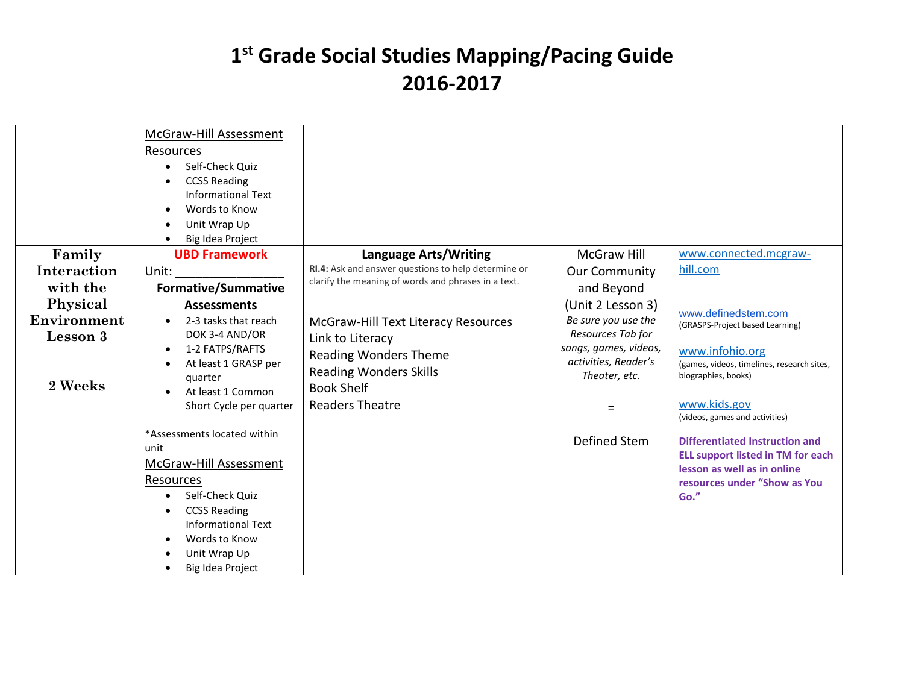# 1st Grade Social Studies Mapping/Pacing Guide 2016-2017

| | | | | |
|---|---|---|---|---|
| | McGraw-Hill Assessment Resources<br>• Self-Check Quiz<br>• CCSS Reading Informational Text<br>• Words to Know<br>• Unit Wrap Up<br>• Big Idea Project | | | |
| **Family Interaction with the Physical Environment** **Lesson 3**<br><br>**2 Weeks** | **UBD Framework**<br>Unit: _______________<br>**Formative/Summative Assessments**<br>• 2-3 tasks that reach DOK 3-4 AND/OR<br>• 1-2 FATPS/RAFTS<br>• At least 1 GRASP per quarter<br>• At least 1 Common Short Cycle per quarter<br><br>*Assessments located within unit<br>McGraw-Hill Assessment Resources<br>• Self-Check Quiz<br>• CCSS Reading Informational Text<br>• Words to Know<br>• Unit Wrap Up<br>• Big Idea Project | **Language Arts/Writing**<br>**RI.4:** Ask and answer questions to help determine or clarify the meaning of words and phrases in a text.<br><br>McGraw-Hill Text Literacy Resources<br>Link to Literacy<br>Reading Wonders Theme<br>Reading Wonders Skills<br>Book Shelf<br>Readers Theatre | McGraw Hill Our Community and Beyond (Unit 2 Lesson 3)<br>*Be sure you use the Resources Tab for songs, games, videos, activities, Reader's Theater, etc.*<br><br>=<br><br>Defined Stem | www.connected.mcgraw-hill.com<br><br>www.definedstem.com<br>(GRASPS-Project based Learning)<br><br>www.infohio.org<br>(games, videos, timelines, research sites, biographies, books)<br><br>www.kids.gov<br>(videos, games and activities)<br><br>**Differentiated Instruction and ELL support listed in TM for each lesson as well as in online resources under "Show as You Go."** |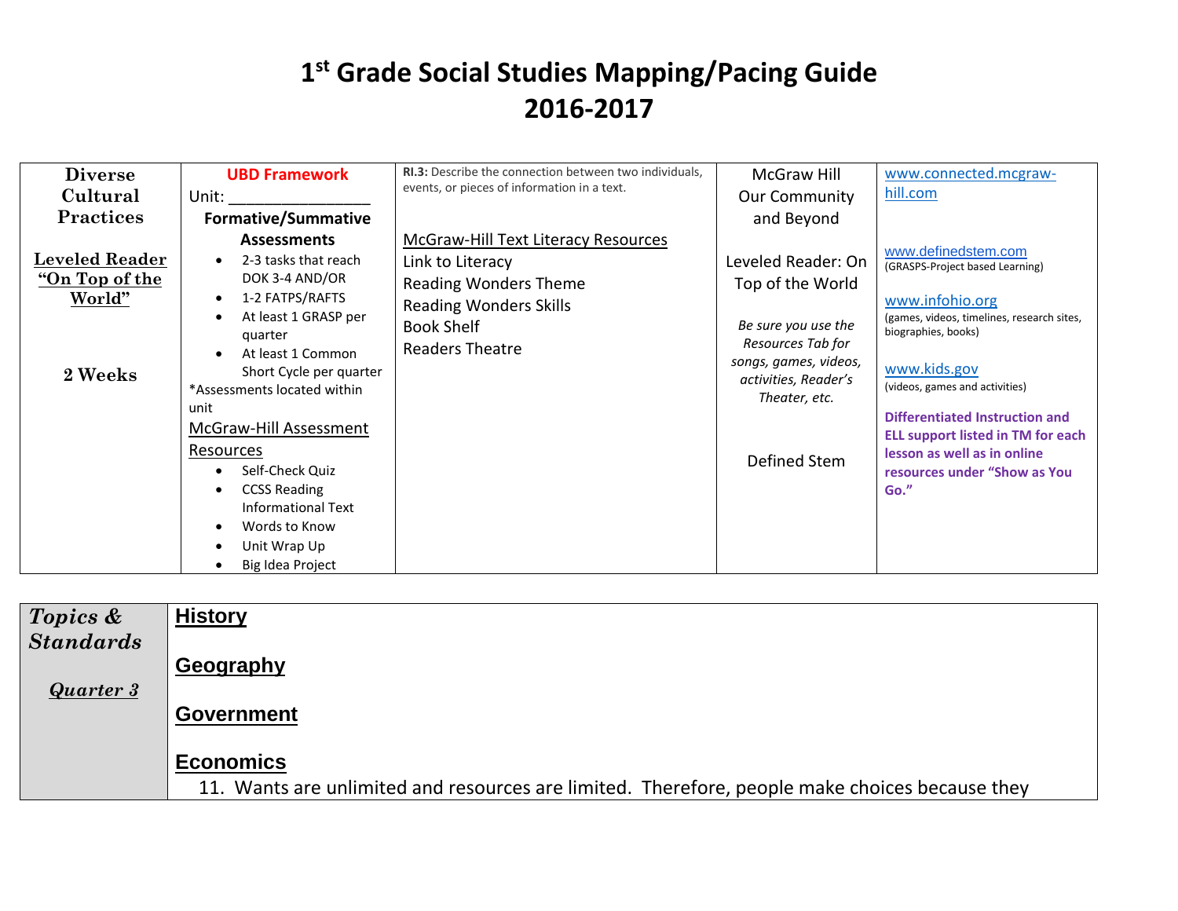# 1st Grade Social Studies Mapping/Pacing Guide
# 2016-2017

| | | | | |
|---|---|---|---|---|
| **Diverse Cultural Practices**<br><br>**Leveled Reader "On Top of the World"**<br><br>**2 Weeks** | **UBD Framework**<br>Unit: _______________<br>**Formative/Summative Assessments**<br>• 2-3 tasks that reach DOK 3-4 AND/OR<br>• 1-2 FATPS/RAFTS<br>• At least 1 GRASP per quarter<br>• At least 1 Common Short Cycle per quarter<br>*Assessments located within unit<br>McGraw-Hill Assessment Resources<br>• Self-Check Quiz<br>• CCSS Reading Informational Text<br>• Words to Know<br>• Unit Wrap Up<br>• Big Idea Project | **RI.3:** Describe the connection between two individuals, events, or pieces of information in a text.<br><br>McGraw-Hill Text Literacy Resources<br>Link to Literacy<br>Reading Wonders Theme<br>Reading Wonders Skills<br>Book Shelf<br>Readers Theatre | McGraw Hill Our Community and Beyond<br><br>Leveled Reader: On Top of the World<br><br>*Be sure you use the Resources Tab for songs, games, videos, activities, Reader's Theater, etc.*<br><br>Defined Stem | www.connected.mcgraw-hill.com<br><br>www.definedstem.com<br>(GRASPS-Project based Learning)<br><br>www.infohio.org<br>(games, videos, timelines, research sites, biographies, books)<br><br>www.kids.gov<br>(videos, games and activities)<br><br>**Differentiated Instruction and ELL support listed in TM for each lesson as well as in online resources under "Show as You Go."** |

| | |
|---|---|
| ***Topics & Standards***<br><br>***Quarter 3*** | **History**<br><br>**Geography**<br><br>**Government**<br><br>**Economics**<br>11. Wants are unlimited and resources are limited. Therefore, people make choices because they |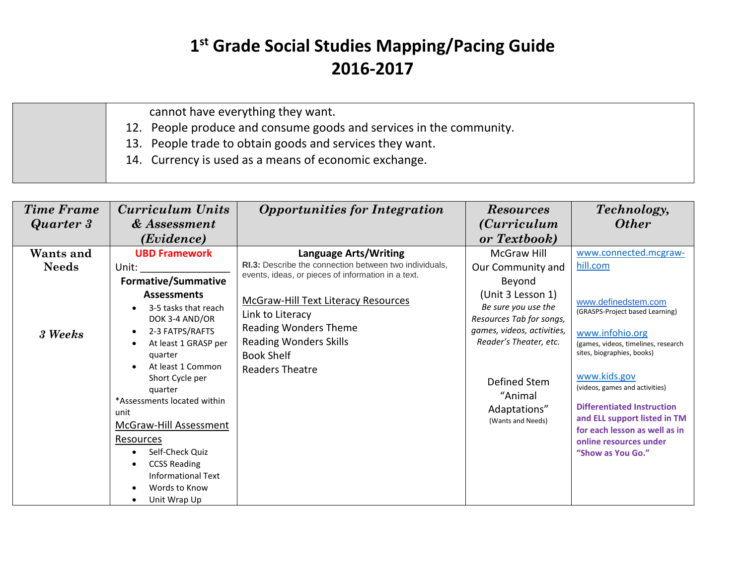# 1st Grade Social Studies Mapping/Pacing Guide 2016-2017

| | |
|---|---|
| | cannot have everything they want.<br>12. People produce and consume goods and services in the community.<br>13. People trade to obtain goods and services they want.<br>14. Currency is used as a means of economic exchange. |

| *Time Frame Quarter 3* | *Curriculum Units & Assessment (Evidence)* | *Opportunities for Integration* | *Resources (Curriculum or Textbook)* | *Technology, Other* |
|---|---|---|---|---|
| **Wants and Needs**<br><br>***3 Weeks*** | **UBD Framework**<br>Unit: ________________<br>**Formative/Summative Assessments**<br>• 3-5 tasks that reach DOK 3-4 AND/OR<br>• 2-3 FATPS/RAFTS<br>• At least 1 GRASP per quarter<br>• At least 1 Common Short Cycle per quarter<br>*Assessments located within unit<br>McGraw-Hill Assessment Resources<br>• Self-Check Quiz<br>• CCSS Reading Informational Text<br>• Words to Know<br>• Unit Wrap Up | **Language Arts/Writing**<br>**RI.3:** Describe the connection between two individuals, events, ideas, or pieces of information in a text.<br><br>McGraw-Hill Text Literacy Resources<br>Link to Literacy<br>Reading Wonders Theme<br>Reading Wonders Skills<br>Book Shelf<br>Readers Theatre | McGraw Hill Our Community and Beyond (Unit 3 Lesson 1)<br>*Be sure you use the Resources Tab for songs, games, videos, activities, Reader's Theater, etc.*<br><br>Defined Stem "Animal Adaptations" (Wants and Needs) | www.connected.mcgraw-hill.com<br><br>www.definedstem.com (GRASPS-Project based Learning)<br><br>www.infohio.org (games, videos, timelines, research sites, biographies, books)<br><br>www.kids.gov (videos, games and activities)<br><br>**Differentiated Instruction and ELL support listed in TM for each lesson as well as in online resources under "Show as You Go."** |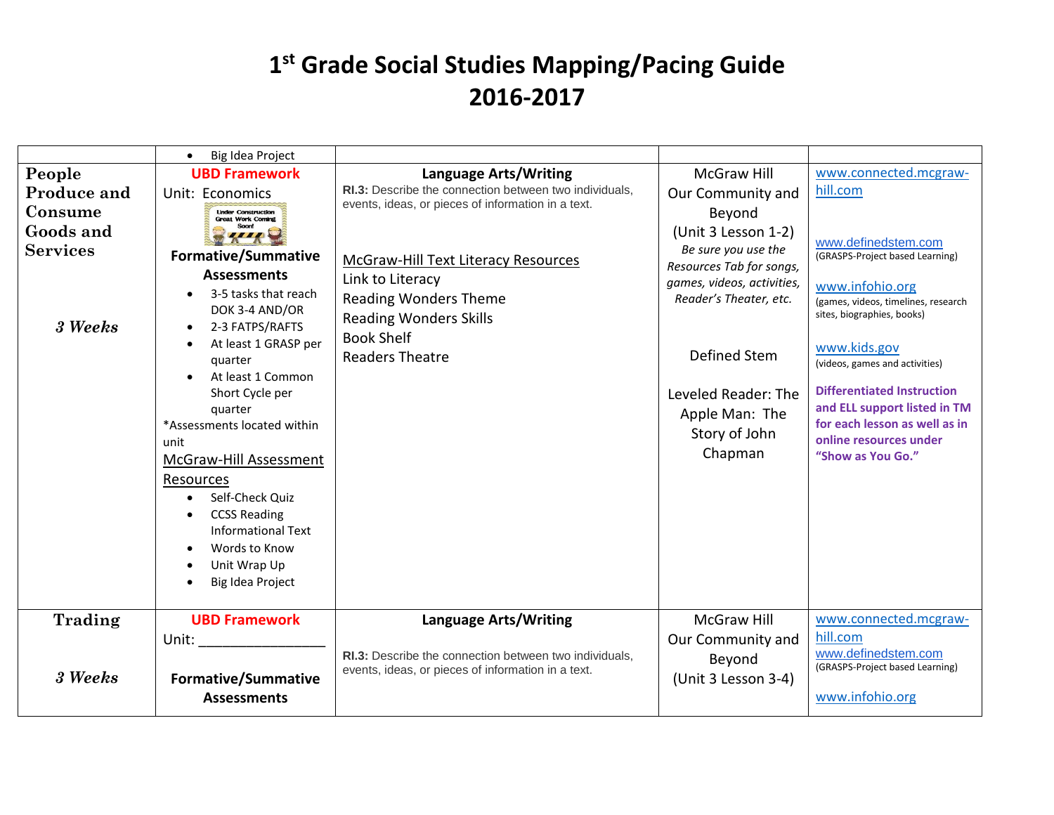# 1[st] Grade Social Studies Mapping/Pacing Guide
# 2016-2017

| | | | | |
|---|---|---|---|---|
| | • Big Idea Project | | | |
| **People Produce and Consume Goods and Services**<br><br>*3 Weeks* | **UBD Framework**<br>Unit: Economics<br>Under Construction Great Work Coming Soon!<br>**Formative/Summative Assessments**<br>• 3-5 tasks that reach DOK 3-4 AND/OR<br>• 2-3 FATPS/RAFTS<br>• At least 1 GRASP per quarter<br>• At least 1 Common Short Cycle per quarter<br>*Assessments located within unit<br>McGraw-Hill Assessment Resources<br>• Self-Check Quiz<br>• CCSS Reading Informational Text<br>• Words to Know<br>• Unit Wrap Up<br>• Big Idea Project | **Language Arts/Writing**<br>**RI.3:** Describe the connection between two individuals, events, ideas, or pieces of information in a text.<br><br>McGraw-Hill Text Literacy Resources<br>Link to Literacy<br>Reading Wonders Theme<br>Reading Wonders Skills<br>Book Shelf<br>Readers Theatre | McGraw Hill Our Community and Beyond (Unit 3 Lesson 1-2)<br>*Be sure you use the Resources Tab for songs, games, videos, activities, Reader's Theater, etc.*<br><br>Defined Stem<br><br>Leveled Reader: The Apple Man: The Story of John Chapman | www.connected.mcgraw-hill.com<br><br>www.definedstem.com (GRASPS-Project based Learning)<br><br>www.infohio.org (games, videos, timelines, research sites, biographies, books)<br><br>www.kids.gov (videos, games and activities)<br><br>**Differentiated Instruction and ELL support listed in TM for each lesson as well as in online resources under "Show as You Go."** |
| **Trading**<br><br>*3 Weeks* | **UBD Framework**<br>Unit: ________________<br><br>**Formative/Summative Assessments** | **Language Arts/Writing**<br><br>**RI.3:** Describe the connection between two individuals, events, ideas, or pieces of information in a text. | McGraw Hill Our Community and Beyond (Unit 3 Lesson 3-4) | www.connected.mcgraw-hill.com<br>www.definedstem.com (GRASPS-Project based Learning)<br><br>www.infohio.org |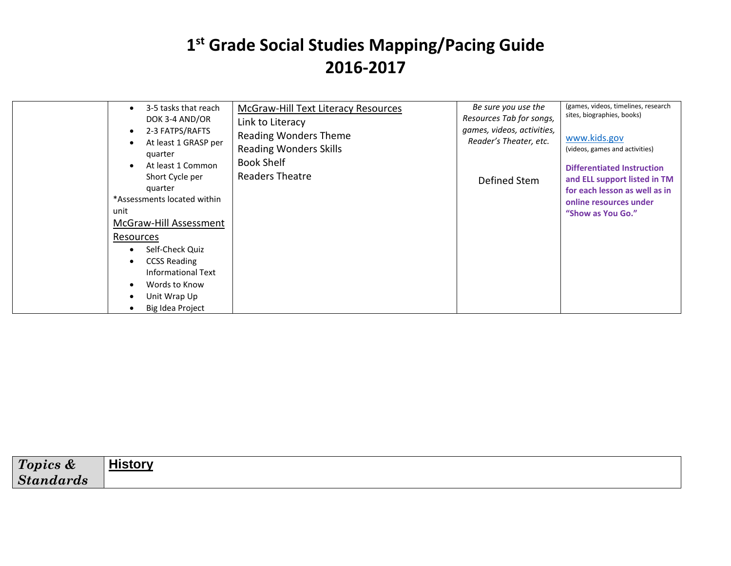# 1st Grade Social Studies Mapping/Pacing Guide
# 2016-2017

| | | | | |
|---|---|---|---|---|
| | • 3-5 tasks that reach DOK 3-4 AND/OR<br>• 2-3 FATPS/RAFTS<br>• At least 1 GRASP per quarter<br>• At least 1 Common Short Cycle per quarter<br>*Assessments located within unit<br>McGraw-Hill Assessment Resources<br>• Self-Check Quiz<br>• CCSS Reading Informational Text<br>• Words to Know<br>• Unit Wrap Up<br>• Big Idea Project | McGraw-Hill Text Literacy Resources<br>Link to Literacy<br>Reading Wonders Theme<br>Reading Wonders Skills<br>Book Shelf<br>Readers Theatre | *Be sure you use the Resources Tab for songs, games, videos, activities, Reader's Theater, etc.*<br><br>Defined Stem | (games, videos, timelines, research sites, biographies, books)<br><br>www.kids.gov<br>(videos, games and activities)<br><br>**Differentiated Instruction and ELL support listed in TM for each lesson as well as in online resources under "Show as You Go."** |

| ***Topics & Standards*** | **History** |
|---|---|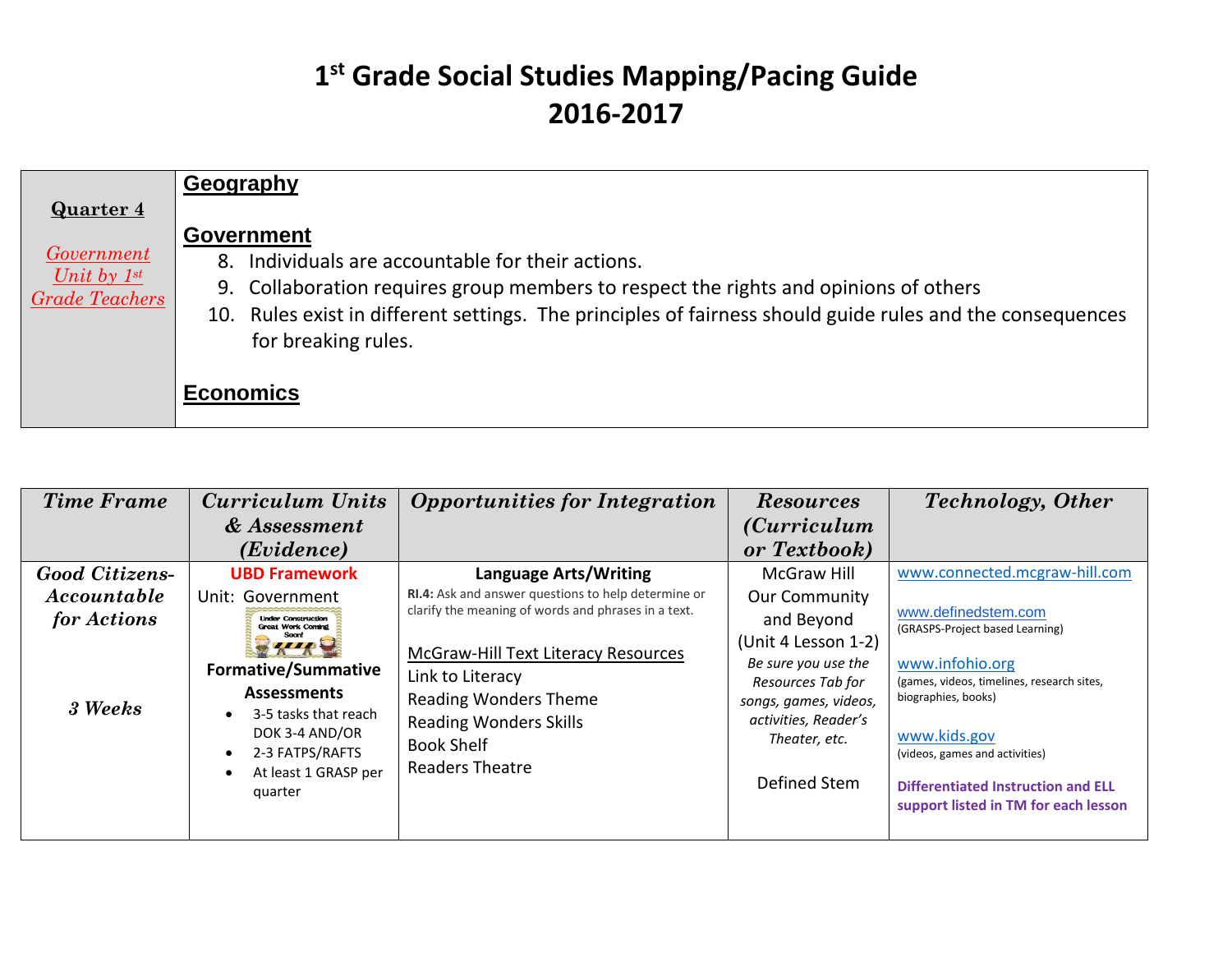# 1st Grade Social Studies Mapping/Pacing Guide
# 2016-2017

| **Quarter 4**<br><br>*Government Unit by 1st Grade Teachers* | **Geography**<br><br>**Government**<br>8. Individuals are accountable for their actions.<br>9. Collaboration requires group members to respect the rights and opinions of others<br>10. Rules exist in different settings. The principles of fairness should guide rules and the consequences for breaking rules.<br><br>**Economics** |
|---|---|

| *Time Frame* | *Curriculum Units & Assessment (Evidence)* | *Opportunities for Integration* | *Resources (Curriculum or Textbook)* | *Technology, Other* |
|---|---|---|---|---|
| ***Good Citizens-Accountable for Actions***<br><br>***3 Weeks*** | **UBD Framework**<br>Unit: Government<br>Under Construction Great Work Coming Soon!<br>**Formative/Summative Assessments**<br>• 3-5 tasks that reach DOK 3-4 AND/OR<br>• 2-3 FATPS/RAFTS<br>• At least 1 GRASP per quarter | **Language Arts/Writing**<br>**RI.4:** Ask and answer questions to help determine or clarify the meaning of words and phrases in a text.<br><br>McGraw-Hill Text Literacy Resources<br>Link to Literacy<br>Reading Wonders Theme<br>Reading Wonders Skills<br>Book Shelf<br>Readers Theatre | McGraw Hill Our Community and Beyond (Unit 4 Lesson 1-2)<br>*Be sure you use the Resources Tab for songs, games, videos, activities, Reader's Theater, etc.*<br><br>Defined Stem | www.connected.mcgraw-hill.com<br><br>www.definedstem.com<br>(GRASPS-Project based Learning)<br><br>www.infohio.org<br>(games, videos, timelines, research sites, biographies, books)<br><br>www.kids.gov<br>(videos, games and activities)<br><br>**Differentiated Instruction and ELL support listed in TM for each lesson** |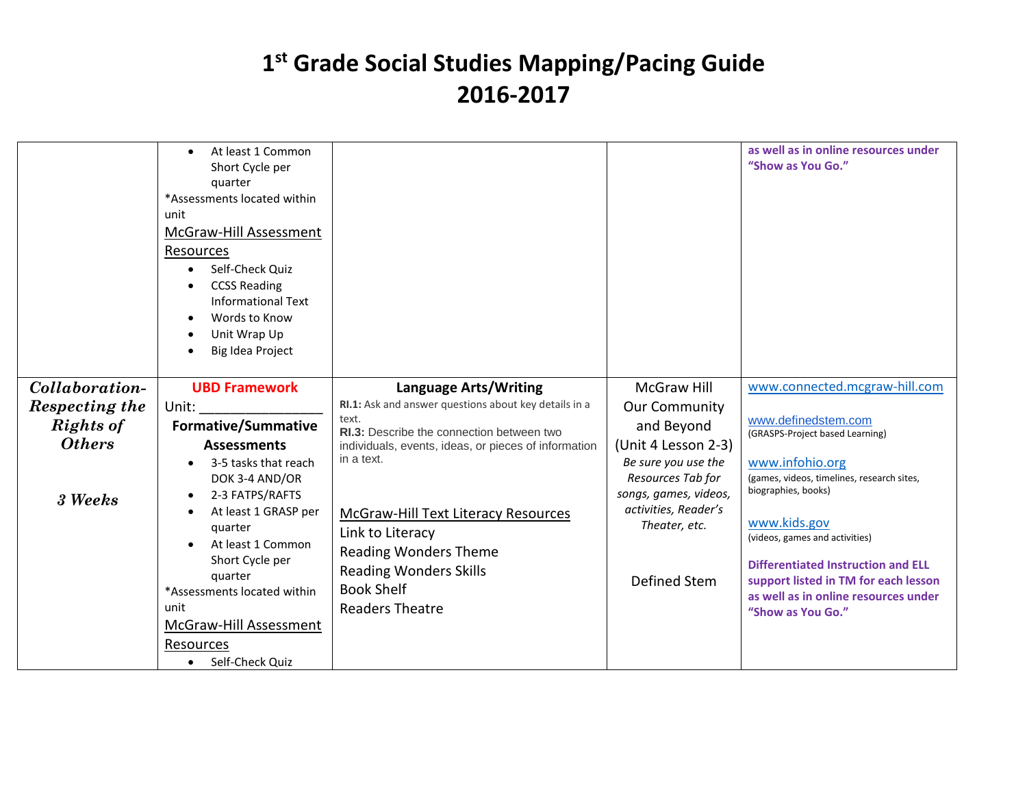# 1st Grade Social Studies Mapping/Pacing Guide 2016-2017

| | | | | |
|---|---|---|---|---|
| | • At least 1 Common Short Cycle per quarter<br>*Assessments located within unit<br>McGraw-Hill Assessment Resources<br>• Self-Check Quiz<br>• CCSS Reading Informational Text<br>• Words to Know<br>• Unit Wrap Up<br>• Big Idea Project | | | **as well as in online resources under "Show as You Go."** |
| ***Collaboration-Respecting the Rights of Others***<br><br>***3 Weeks*** | **UBD Framework**<br>Unit: ________________<br>**Formative/Summative Assessments**<br>• 3-5 tasks that reach DOK 3-4 AND/OR<br>• 2-3 FATPS/RAFTS<br>• At least 1 GRASP per quarter<br>• At least 1 Common Short Cycle per quarter<br>*Assessments located within unit<br>McGraw-Hill Assessment Resources<br>• Self-Check Quiz | **Language Arts/Writing**<br>**RI.1:** Ask and answer questions about key details in a text.<br>**RI.3:** Describe the connection between two individuals, events, ideas, or pieces of information in a text.<br><br>McGraw-Hill Text Literacy Resources<br>Link to Literacy<br>Reading Wonders Theme<br>Reading Wonders Skills<br>Book Shelf<br>Readers Theatre | McGraw Hill Our Community and Beyond (Unit 4 Lesson 2-3)<br>*Be sure you use the Resources Tab for songs, games, videos, activities, Reader's Theater, etc.*<br><br>Defined Stem | www.connected.mcgraw-hill.com<br><br>www.definedstem.com<br>(GRASPS-Project based Learning)<br><br>www.infohio.org<br>(games, videos, timelines, research sites, biographies, books)<br><br>www.kids.gov<br>(videos, games and activities)<br><br>**Differentiated Instruction and ELL support listed in TM for each lesson as well as in online resources under "Show as You Go."** |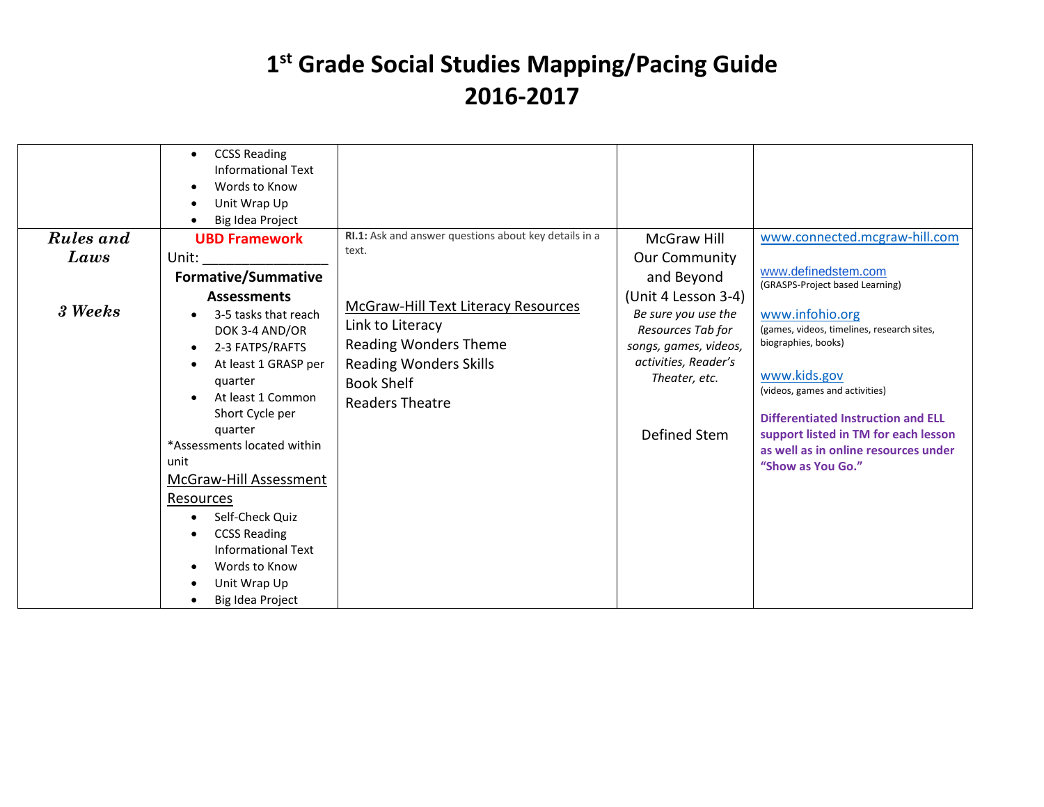# 1st Grade Social Studies Mapping/Pacing Guide 2016-2017

| | | | | |
|---|---|---|---|---|
| | • CCSS Reading Informational Text<br>• Words to Know<br>• Unit Wrap Up<br>• Big Idea Project | | | |
| ***Rules and Laws***<br><br>***3 Weeks*** | **UBD Framework**<br>Unit: _______________<br>**Formative/Summative Assessments**<br>• 3-5 tasks that reach DOK 3-4 AND/OR<br>• 2-3 FATPS/RAFTS<br>• At least 1 GRASP per quarter<br>• At least 1 Common Short Cycle per quarter<br>*Assessments located within unit<br>McGraw-Hill Assessment Resources<br>• Self-Check Quiz<br>• CCSS Reading Informational Text<br>• Words to Know<br>• Unit Wrap Up<br>• Big Idea Project | **RI.1:** Ask and answer questions about key details in a text.<br><br>McGraw-Hill Text Literacy Resources<br>Link to Literacy<br>Reading Wonders Theme<br>Reading Wonders Skills<br>Book Shelf<br>Readers Theatre | McGraw Hill Our Community and Beyond (Unit 4 Lesson 3-4)<br>*Be sure you use the Resources Tab for songs, games, videos, activities, Reader's Theater, etc.*<br><br>Defined Stem | www.connected.mcgraw-hill.com<br><br>www.definedstem.com<br>(GRASPS-Project based Learning)<br><br>www.infohio.org<br>(games, videos, timelines, research sites, biographies, books)<br><br>www.kids.gov<br>(videos, games and activities)<br><br>**Differentiated Instruction and ELL support listed in TM for each lesson as well as in online resources under "Show as You Go."** |